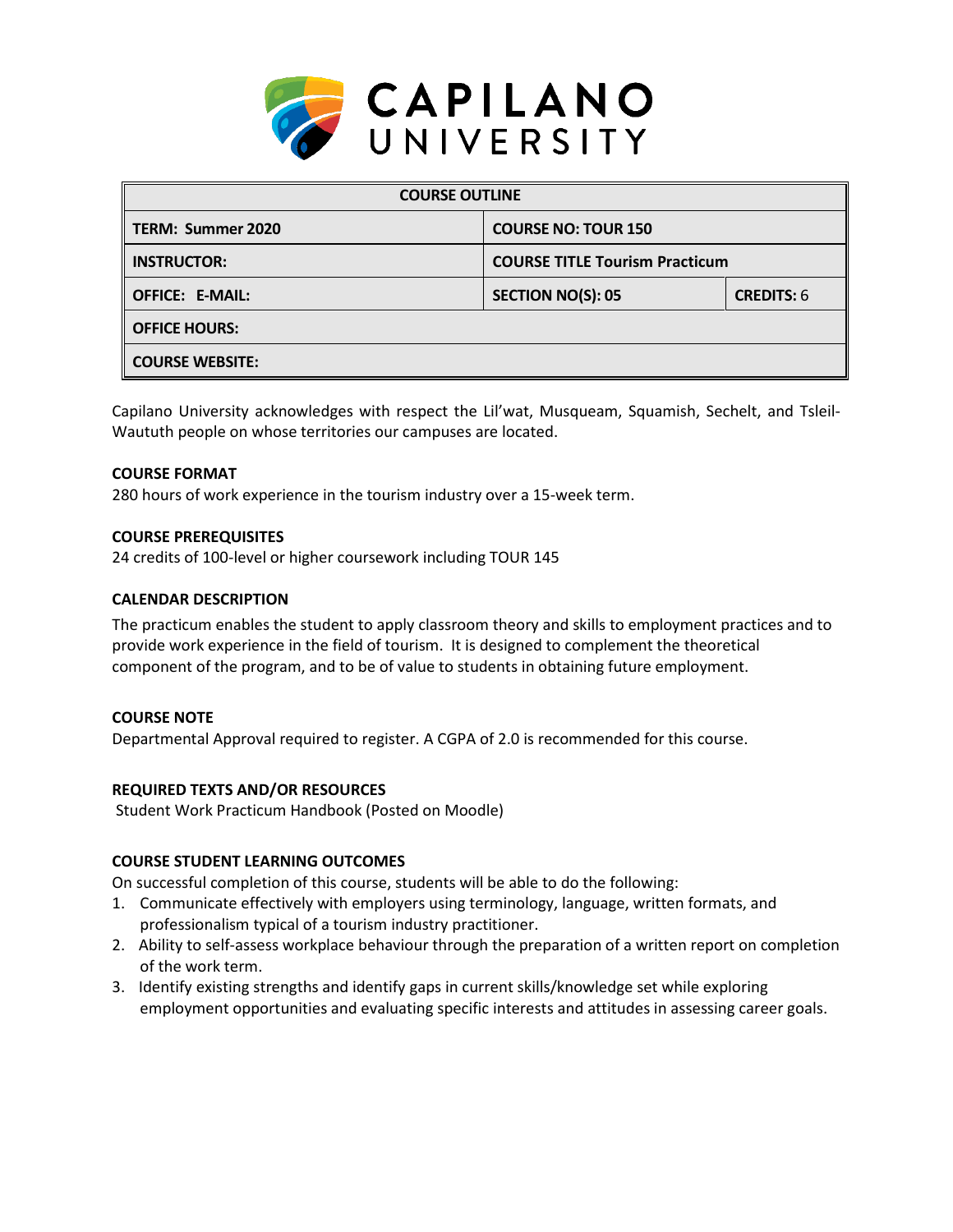# CAPILANO UNIVERSITY

| COURSE OUTLINE | | |
|---|---|---|
| **TERM: Summer 2020** | **COURSE NO: TOUR 150** | |
| **INSTRUCTOR:** | **COURSE TITLE Tourism Practicum** | |
| **OFFICE: E-MAIL:** | **SECTION NO(S): 05** | **CREDITS:** 6 |
| **OFFICE HOURS:** | | |
| **COURSE WEBSITE:** | | |

Capilano University acknowledges with respect the Lil'wat, Musqueam, Squamish, Sechelt, and Tsleil-Waututh people on whose territories our campuses are located.

**COURSE FORMAT**

280 hours of work experience in the tourism industry over a 15-week term.

**COURSE PREREQUISITES**

24 credits of 100-level or higher coursework including TOUR 145

**CALENDAR DESCRIPTION**

The practicum enables the student to apply classroom theory and skills to employment practices and to provide work experience in the field of tourism. It is designed to complement the theoretical component of the program, and to be of value to students in obtaining future employment.

**COURSE NOTE**

Departmental Approval required to register. A CGPA of 2.0 is recommended for this course.

**REQUIRED TEXTS AND/OR RESOURCES**

Student Work Practicum Handbook (Posted on Moodle)

**COURSE STUDENT LEARNING OUTCOMES**

On successful completion of this course, students will be able to do the following:

1. Communicate effectively with employers using terminology, language, written formats, and professionalism typical of a tourism industry practitioner.
2. Ability to self-assess workplace behaviour through the preparation of a written report on completion of the work term.
3. Identify existing strengths and identify gaps in current skills/knowledge set while exploring employment opportunities and evaluating specific interests and attitudes in assessing career goals.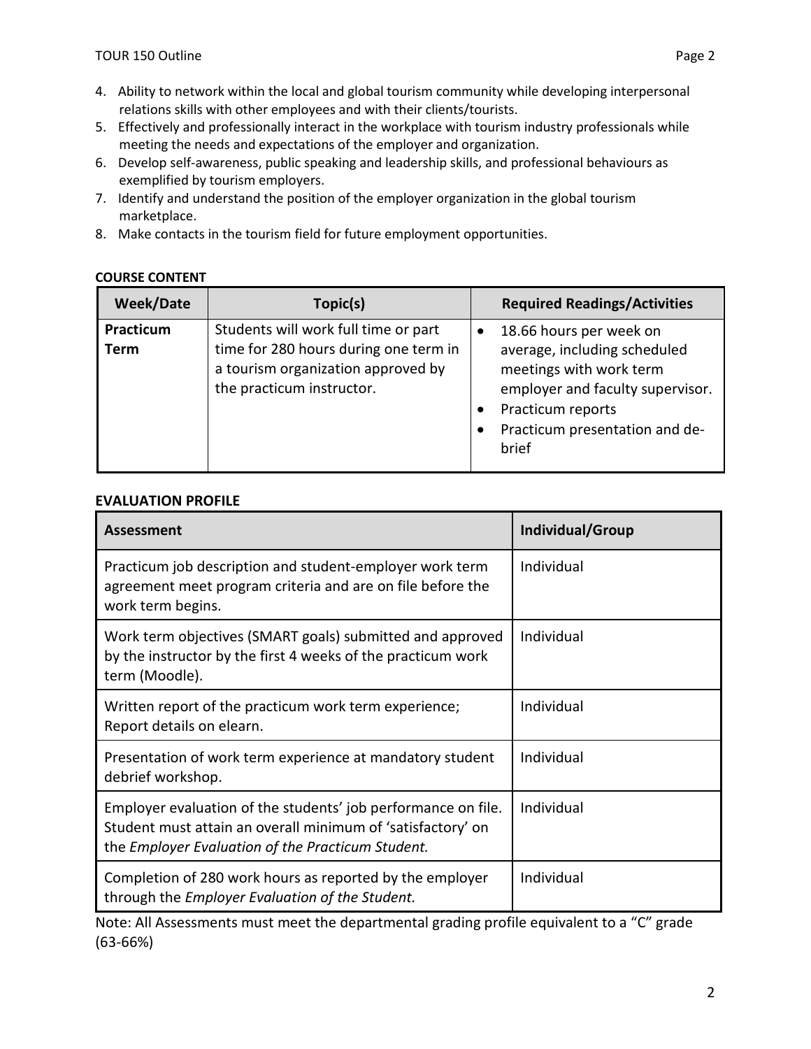4. Ability to network within the local and global tourism community while developing interpersonal relations skills with other employees and with their clients/tourists.
5. Effectively and professionally interact in the workplace with tourism industry professionals while meeting the needs and expectations of the employer and organization.
6. Develop self-awareness, public speaking and leadership skills, and professional behaviours as exemplified by tourism employers.
7. Identify and understand the position of the employer organization in the global tourism marketplace.
8. Make contacts in the tourism field for future employment opportunities.

**COURSE CONTENT**

| Week/Date | Topic(s) | Required Readings/Activities |
|---|---|---|
| **Practicum Term** | Students will work full time or part time for 280 hours during one term in a tourism organization approved by the practicum instructor. | • 18.66 hours per week on average, including scheduled meetings with work term employer and faculty supervisor.<br>• Practicum reports<br>• Practicum presentation and de-brief |

**EVALUATION PROFILE**

| Assessment | Individual/Group |
|---|---|
| Practicum job description and student-employer work term agreement meet program criteria and are on file before the work term begins. | Individual |
| Work term objectives (SMART goals) submitted and approved by the instructor by the first 4 weeks of the practicum work term (Moodle). | Individual |
| Written report of the practicum work term experience; Report details on elearn. | Individual |
| Presentation of work term experience at mandatory student debrief workshop. | Individual |
| Employer evaluation of the students' job performance on file. Student must attain an overall minimum of 'satisfactory' on the *Employer Evaluation of the Practicum Student.* | Individual |
| Completion of 280 work hours as reported by the employer through the *Employer Evaluation of the Student.* | Individual |

Note: All Assessments must meet the departmental grading profile equivalent to a "C" grade (63-66%)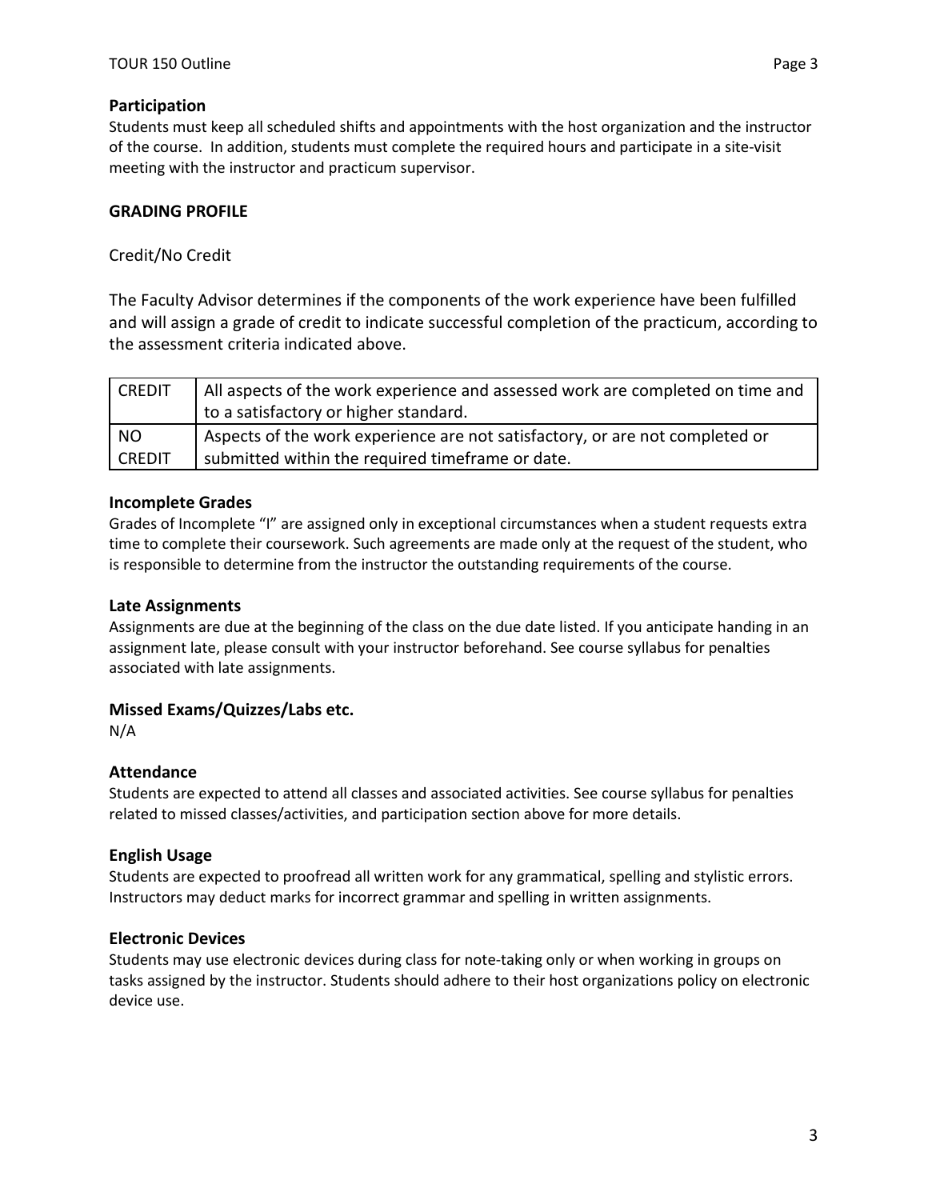### Participation

Students must keep all scheduled shifts and appointments with the host organization and the instructor of the course. In addition, students must complete the required hours and participate in a site-visit meeting with the instructor and practicum supervisor.

## GRADING PROFILE

Credit/No Credit

The Faculty Advisor determines if the components of the work experience have been fulfilled and will assign a grade of credit to indicate successful completion of the practicum, according to the assessment criteria indicated above.

| | |
|---|---|
| CREDIT | All aspects of the work experience and assessed work are completed on time and to a satisfactory or higher standard. |
| NO CREDIT | Aspects of the work experience are not satisfactory, or are not completed or submitted within the required timeframe or date. |

### Incomplete Grades

Grades of Incomplete "I" are assigned only in exceptional circumstances when a student requests extra time to complete their coursework. Such agreements are made only at the request of the student, who is responsible to determine from the instructor the outstanding requirements of the course.

### Late Assignments

Assignments are due at the beginning of the class on the due date listed. If you anticipate handing in an assignment late, please consult with your instructor beforehand. See course syllabus for penalties associated with late assignments.

### Missed Exams/Quizzes/Labs etc.

N/A

### Attendance

Students are expected to attend all classes and associated activities. See course syllabus for penalties related to missed classes/activities, and participation section above for more details.

### English Usage

Students are expected to proofread all written work for any grammatical, spelling and stylistic errors. Instructors may deduct marks for incorrect grammar and spelling in written assignments.

### Electronic Devices

Students may use electronic devices during class for note-taking only or when working in groups on tasks assigned by the instructor. Students should adhere to their host organizations policy on electronic device use.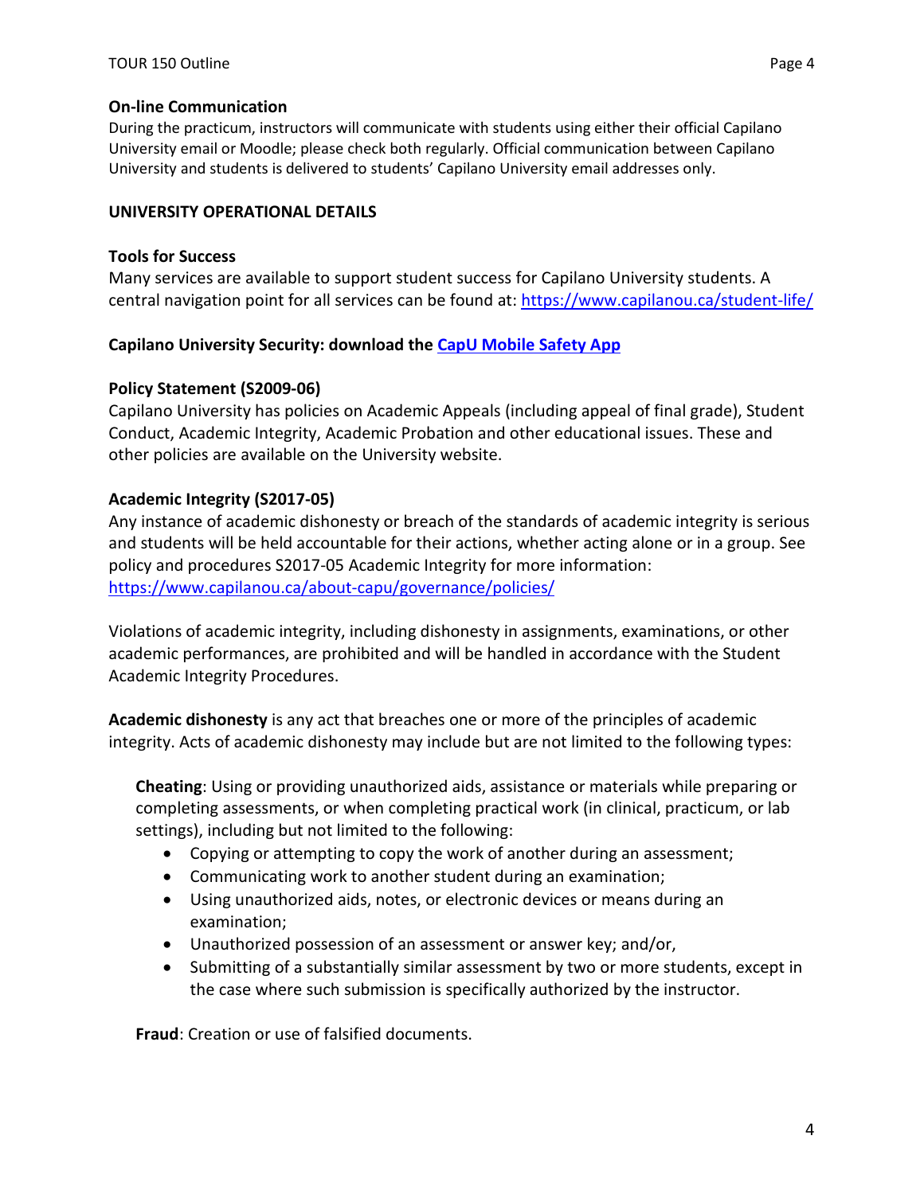**On-line Communication**

During the practicum, instructors will communicate with students using either their official Capilano University email or Moodle; please check both regularly. Official communication between Capilano University and students is delivered to students' Capilano University email addresses only.

## UNIVERSITY OPERATIONAL DETAILS

**Tools for Success**

Many services are available to support student success for Capilano University students. A central navigation point for all services can be found at: https://www.capilanou.ca/student-life/

**Capilano University Security: download the CapU Mobile Safety App**

**Policy Statement (S2009-06)**

Capilano University has policies on Academic Appeals (including appeal of final grade), Student Conduct, Academic Integrity, Academic Probation and other educational issues. These and other policies are available on the University website.

**Academic Integrity (S2017-05)**

Any instance of academic dishonesty or breach of the standards of academic integrity is serious and students will be held accountable for their actions, whether acting alone or in a group. See policy and procedures S2017-05 Academic Integrity for more information: https://www.capilanou.ca/about-capu/governance/policies/

Violations of academic integrity, including dishonesty in assignments, examinations, or other academic performances, are prohibited and will be handled in accordance with the Student Academic Integrity Procedures.

**Academic dishonesty** is any act that breaches one or more of the principles of academic integrity. Acts of academic dishonesty may include but are not limited to the following types:

**Cheating**: Using or providing unauthorized aids, assistance or materials while preparing or completing assessments, or when completing practical work (in clinical, practicum, or lab settings), including but not limited to the following:

- Copying or attempting to copy the work of another during an assessment;
- Communicating work to another student during an examination;
- Using unauthorized aids, notes, or electronic devices or means during an examination;
- Unauthorized possession of an assessment or answer key; and/or,
- Submitting of a substantially similar assessment by two or more students, except in the case where such submission is specifically authorized by the instructor.

**Fraud**: Creation or use of falsified documents.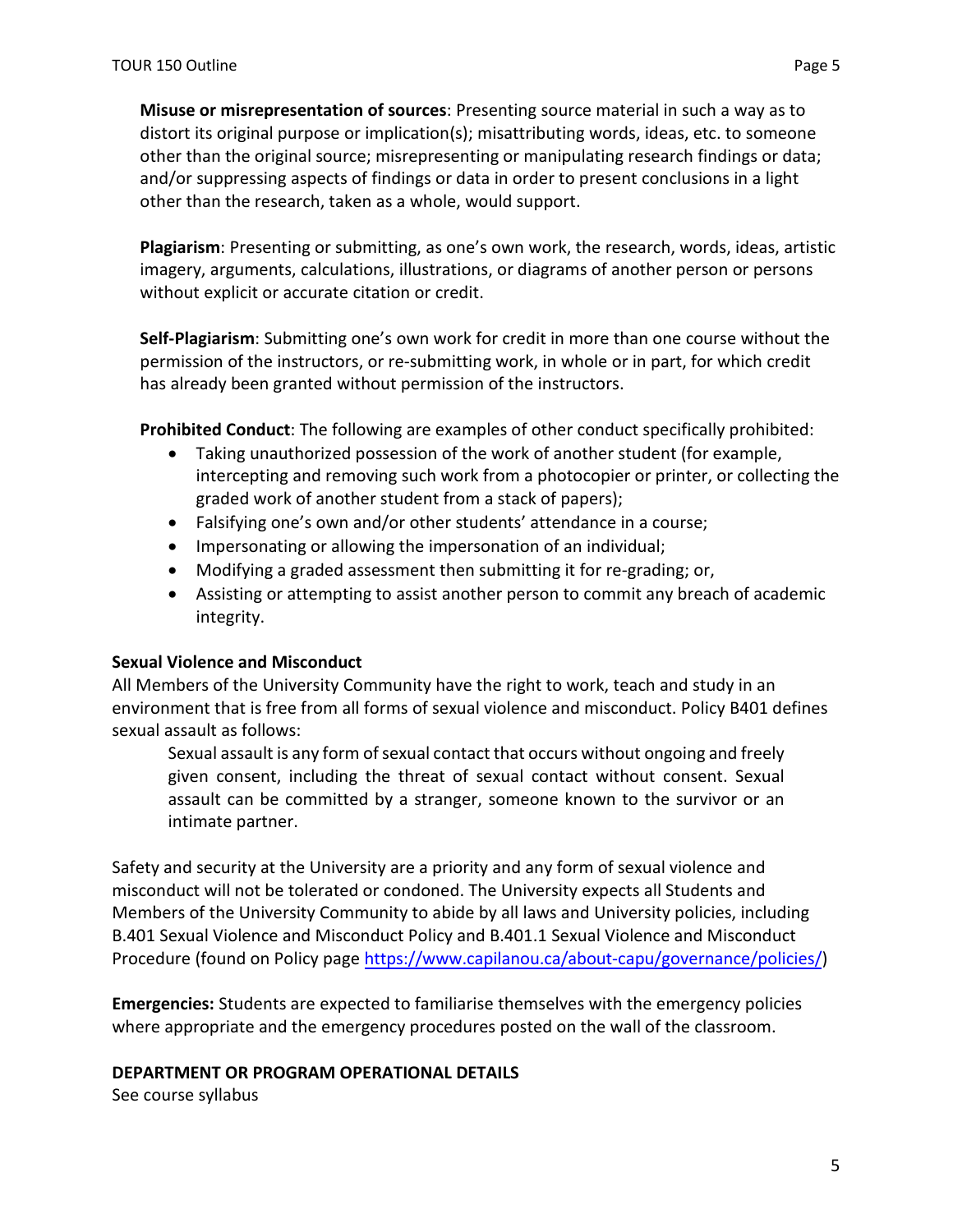**Misuse or misrepresentation of sources**: Presenting source material in such a way as to distort its original purpose or implication(s); misattributing words, ideas, etc. to someone other than the original source; misrepresenting or manipulating research findings or data; and/or suppressing aspects of findings or data in order to present conclusions in a light other than the research, taken as a whole, would support.

**Plagiarism**: Presenting or submitting, as one's own work, the research, words, ideas, artistic imagery, arguments, calculations, illustrations, or diagrams of another person or persons without explicit or accurate citation or credit.

**Self-Plagiarism**: Submitting one's own work for credit in more than one course without the permission of the instructors, or re-submitting work, in whole or in part, for which credit has already been granted without permission of the instructors.

**Prohibited Conduct**: The following are examples of other conduct specifically prohibited:

- Taking unauthorized possession of the work of another student (for example, intercepting and removing such work from a photocopier or printer, or collecting the graded work of another student from a stack of papers);
- Falsifying one's own and/or other students' attendance in a course;
- Impersonating or allowing the impersonation of an individual;
- Modifying a graded assessment then submitting it for re-grading; or,
- Assisting or attempting to assist another person to commit any breach of academic integrity.

**Sexual Violence and Misconduct**

All Members of the University Community have the right to work, teach and study in an environment that is free from all forms of sexual violence and misconduct. Policy B401 defines sexual assault as follows:

> Sexual assault is any form of sexual contact that occurs without ongoing and freely given consent, including the threat of sexual contact without consent. Sexual assault can be committed by a stranger, someone known to the survivor or an intimate partner.

Safety and security at the University are a priority and any form of sexual violence and misconduct will not be tolerated or condoned. The University expects all Students and Members of the University Community to abide by all laws and University policies, including B.401 Sexual Violence and Misconduct Policy and B.401.1 Sexual Violence and Misconduct Procedure (found on Policy page https://www.capilanou.ca/about-capu/governance/policies/)

**Emergencies:** Students are expected to familiarise themselves with the emergency policies where appropriate and the emergency procedures posted on the wall of the classroom.

**DEPARTMENT OR PROGRAM OPERATIONAL DETAILS**

See course syllabus